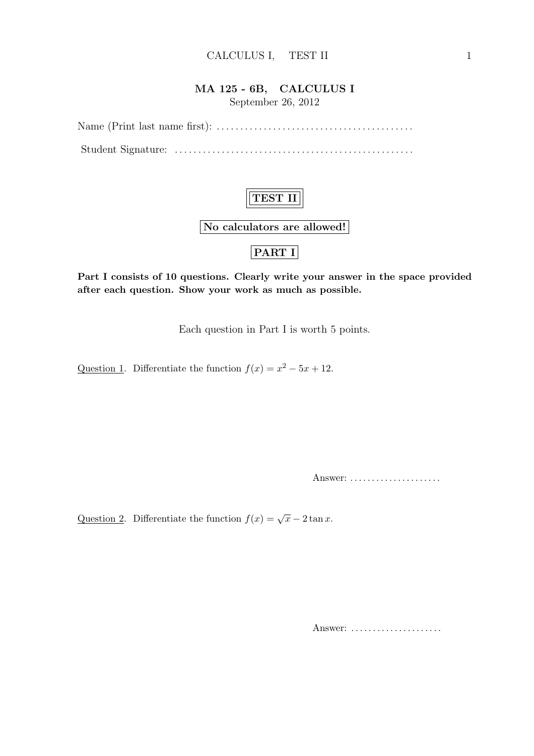# MA 125 - 6B, CALCULUS I

September 26, 2012

Name (Print last name first): .........................................

Student Signature: ..................................................

## TEST II

**No calculators are allowed!**

## PART I

**Part I consists of 10 questions. Clearly write your answer in the space provided after each question. Show your work as much as possible.**

Each question in Part I is worth 5 points.

Question 1. Differentiate the function $f(x) = x^2 - 5x + 12$.

Answer: .....................

Question 2. Differentiate the function $f(x) = \sqrt{x} - 2\tan x$.

Answer: .....................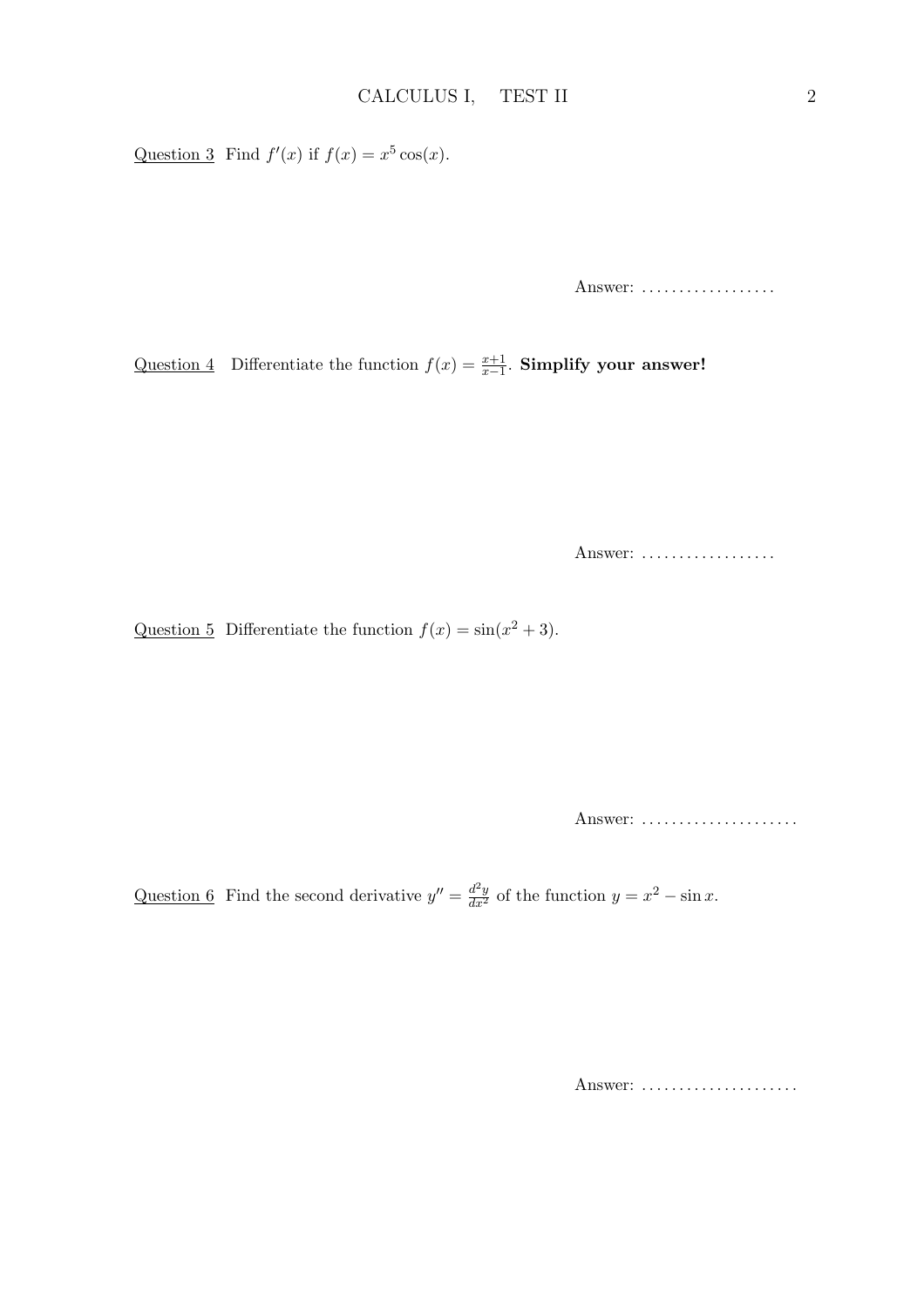Question 3 Find $f'(x)$ if $f(x) = x^5 \cos(x)$.

Answer: ..................

Question 4 Differentiate the function $f(x) = \frac{x+1}{x-1}$. **Simplify your answer!**

Answer: ..................

Question 5 Differentiate the function $f(x) = \sin(x^2 + 3)$.

Answer: .....................

Question 6 Find the second derivative $y'' = \frac{d^2y}{dx^2}$ of the function $y = x^2 - \sin x$.

Answer: .....................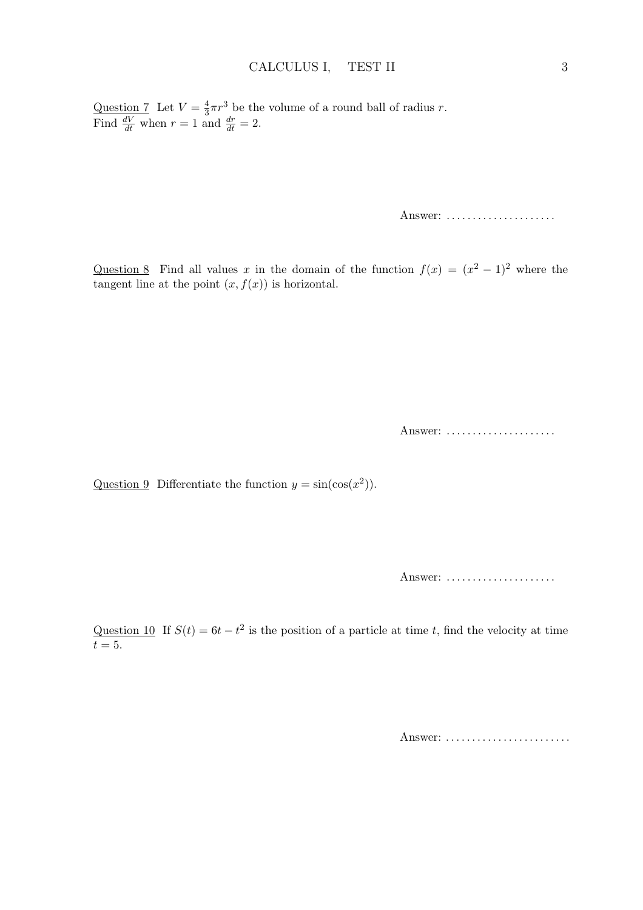Question 7 Let $V = \frac{4}{3}\pi r^3$ be the volume of a round ball of radius $r$.
Find $\frac{dV}{dt}$ when $r = 1$ and $\frac{dr}{dt} = 2$.

Answer: .....................

Question 8 Find all values $x$ in the domain of the function $f(x) = (x^2 - 1)^2$ where the tangent line at the point $(x, f(x))$ is horizontal.

Answer: .....................

Question 9 Differentiate the function $y = \sin(\cos(x^2))$.

Answer: .....................

Question 10 If $S(t) = 6t - t^2$ is the position of a particle at time $t$, find the velocity at time $t = 5$.

Answer: ........................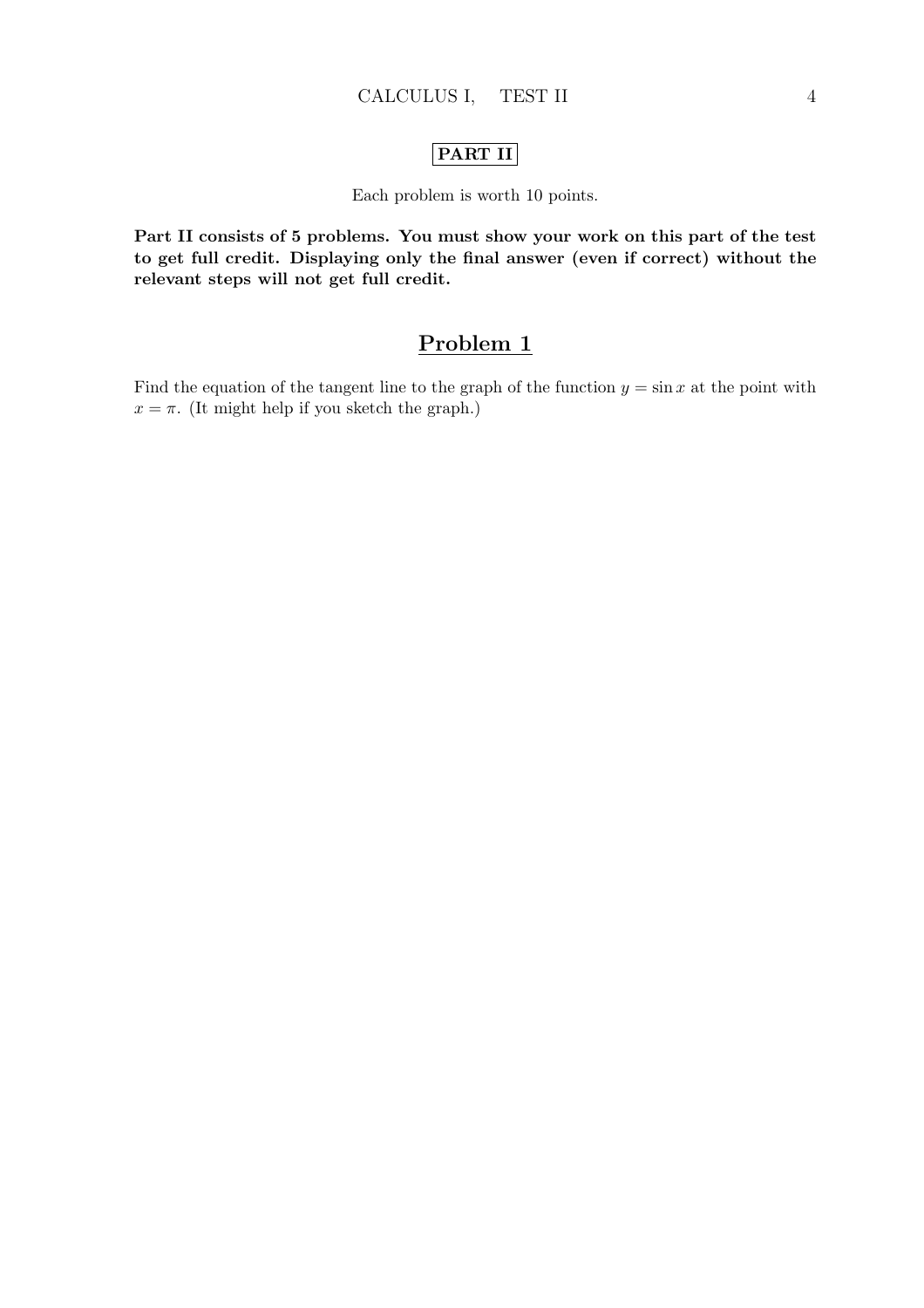## PART II

Each problem is worth 10 points.

**Part II consists of 5 problems. You must show your work on this part of the test to get full credit. Displaying only the final answer (even if correct) without the relevant steps will not get full credit.**

## Problem 1

Find the equation of the tangent line to the graph of the function $y = \sin x$ at the point with $x = \pi$. (It might help if you sketch the graph.)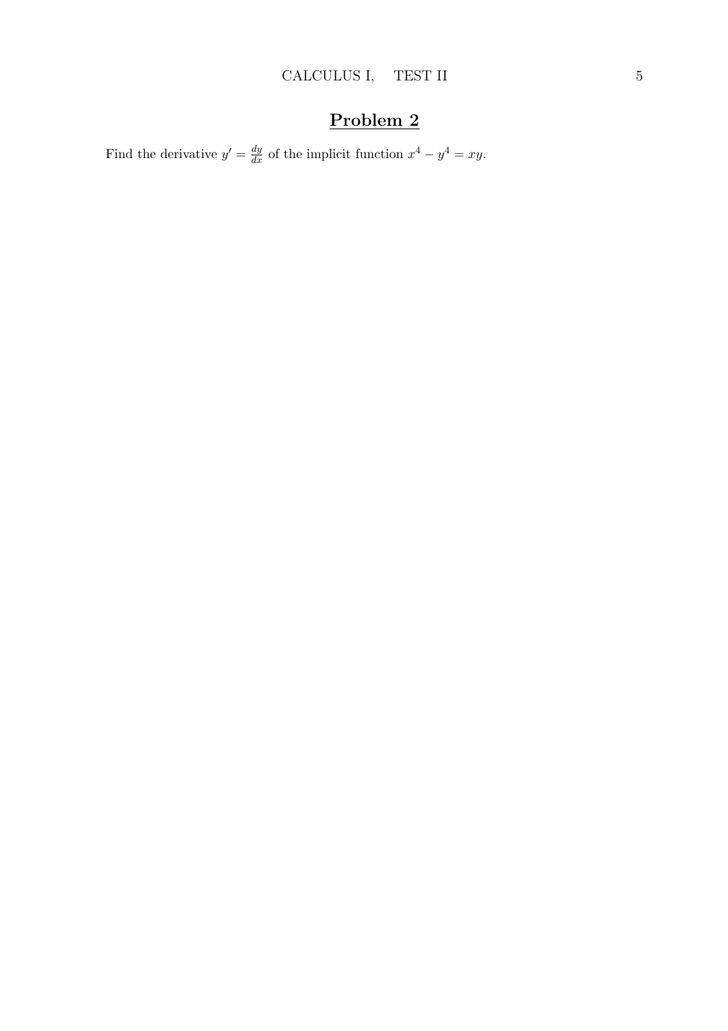## Problem 2

Find the derivative $y' = \frac{dy}{dx}$ of the implicit function $x^4 - y^4 = xy$.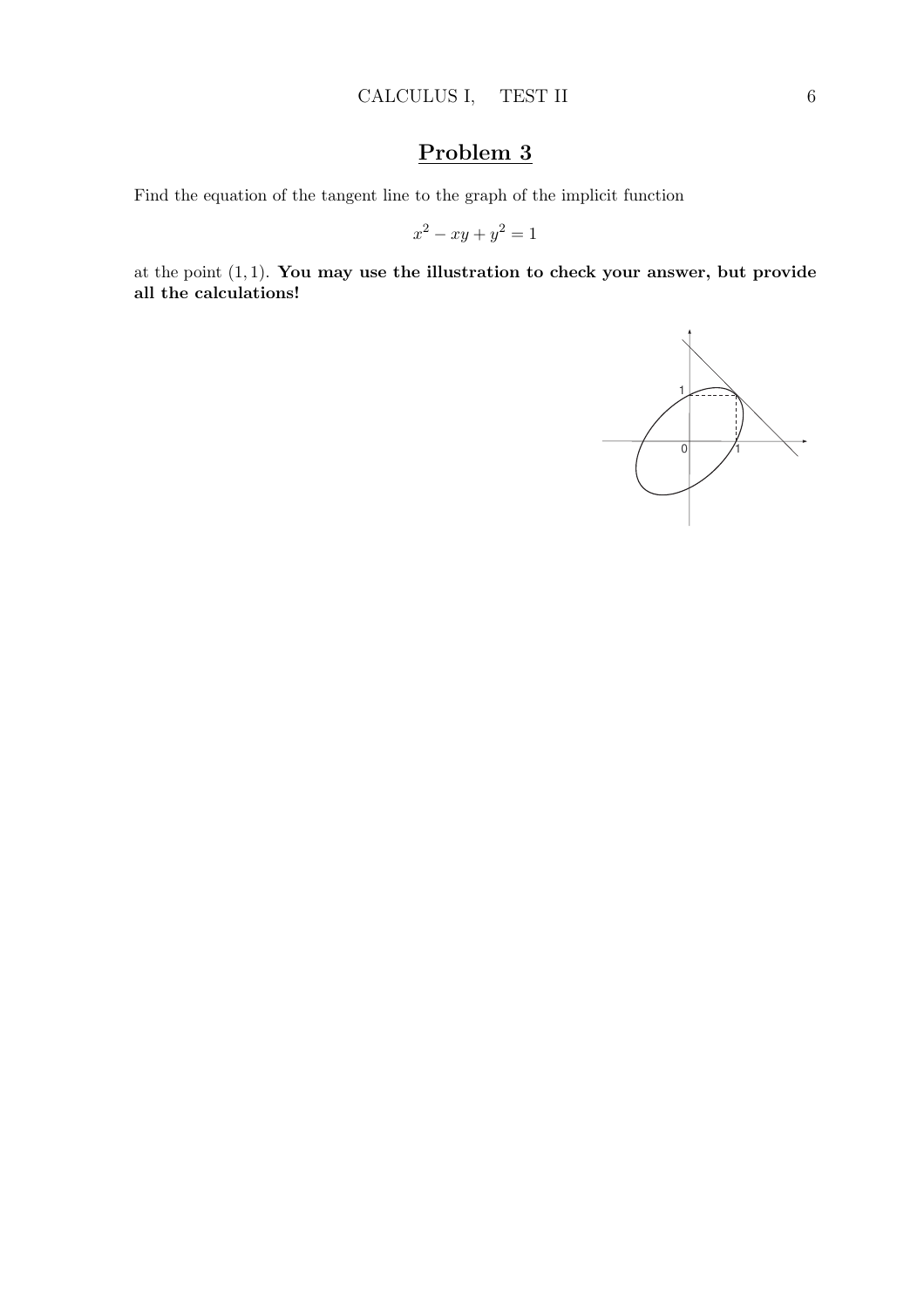# Problem 3

Find the equation of the tangent line to the graph of the implicit function

$$x^2 - xy + y^2 = 1$$

at the point $(1, 1)$. **You may use the illustration to check your answer, but provide all the calculations!**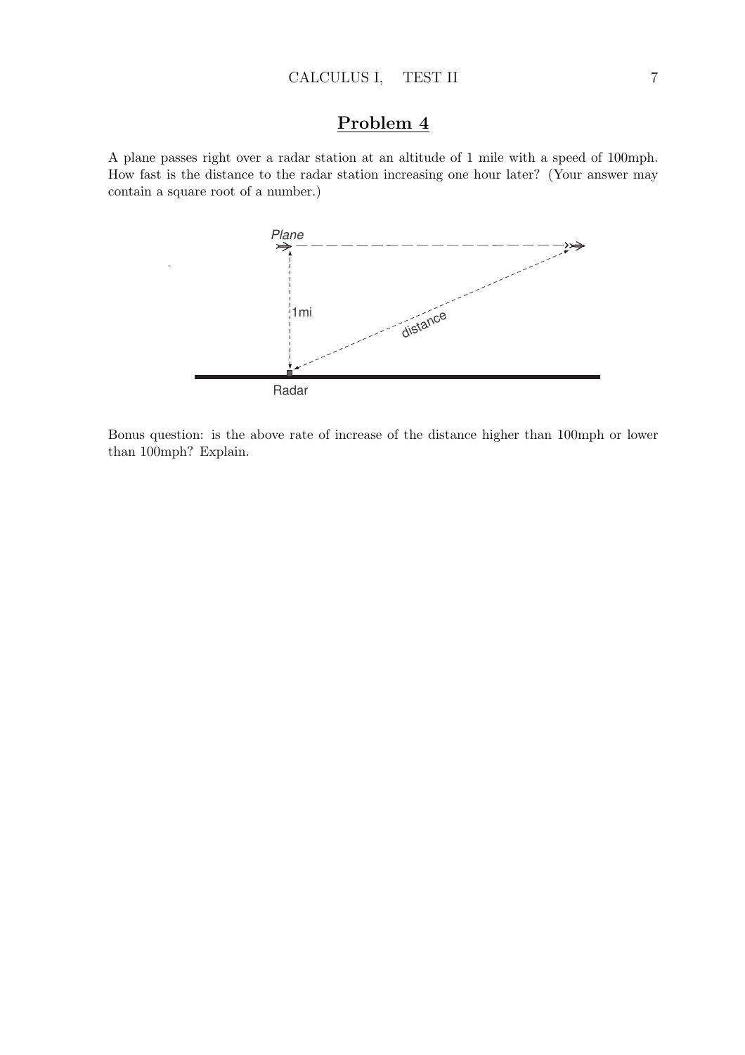## Problem 4

A plane passes right over a radar station at an altitude of 1 mile with a speed of 100mph. How fast is the distance to the radar station increasing one hour later? (Your answer may contain a square root of a number.)

Bonus question: is the above rate of increase of the distance higher than 100mph or lower than 100mph? Explain.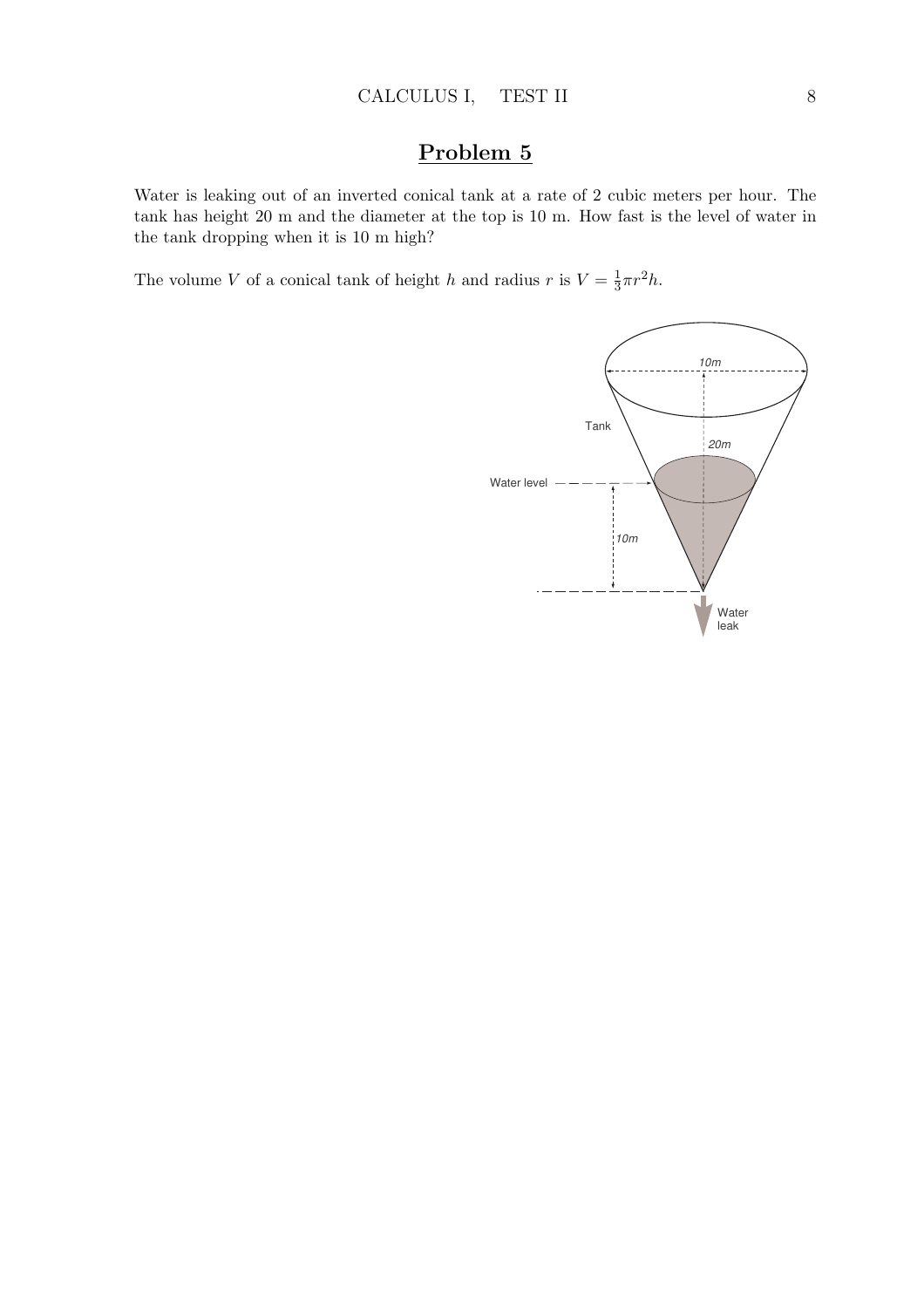## Problem 5

Water is leaking out of an inverted conical tank at a rate of 2 cubic meters per hour. The tank has height 20 m and the diameter at the top is 10 m. How fast is the level of water in the tank dropping when it is 10 m high?

The volume $V$ of a conical tank of height $h$ and radius $r$ is $V = \frac{1}{3}\pi r^2 h$.

10m

Tank

20m

Water level

10m

Water leak